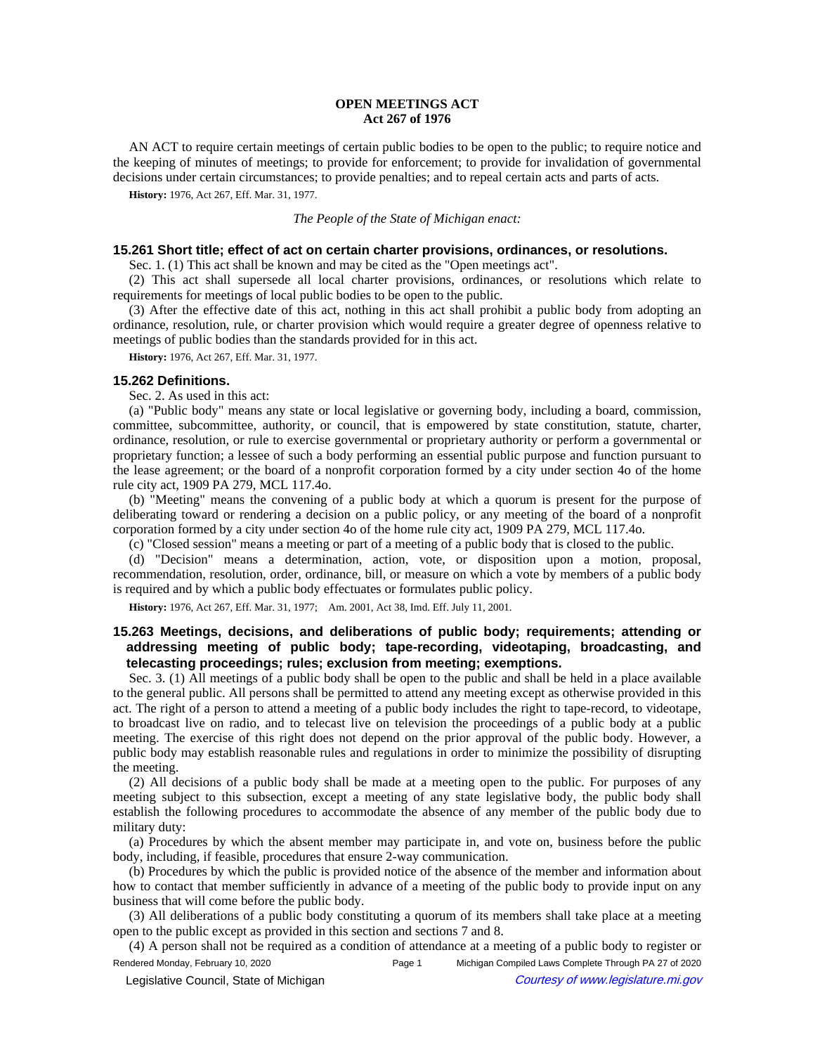# OPEN MEETINGS ACT
## Act 267 of 1976

AN ACT to require certain meetings of certain public bodies to be open to the public; to require notice and the keeping of minutes of meetings; to provide for enforcement; to provide for invalidation of governmental decisions under certain circumstances; to provide penalties; and to repeal certain acts and parts of acts.

**History:** 1976, Act 267, Eff. Mar. 31, 1977.

*The People of the State of Michigan enact:*

### 15.261 Short title; effect of act on certain charter provisions, ordinances, or resolutions.

Sec. 1. (1) This act shall be known and may be cited as the "Open meetings act".

(2) This act shall supersede all local charter provisions, ordinances, or resolutions which relate to requirements for meetings of local public bodies to be open to the public.

(3) After the effective date of this act, nothing in this act shall prohibit a public body from adopting an ordinance, resolution, rule, or charter provision which would require a greater degree of openness relative to meetings of public bodies than the standards provided for in this act.

**History:** 1976, Act 267, Eff. Mar. 31, 1977.

### 15.262 Definitions.

Sec. 2. As used in this act:

(a) "Public body" means any state or local legislative or governing body, including a board, commission, committee, subcommittee, authority, or council, that is empowered by state constitution, statute, charter, ordinance, resolution, or rule to exercise governmental or proprietary authority or perform a governmental or proprietary function; a lessee of such a body performing an essential public purpose and function pursuant to the lease agreement; or the board of a nonprofit corporation formed by a city under section 4o of the home rule city act, 1909 PA 279, MCL 117.4o.

(b) "Meeting" means the convening of a public body at which a quorum is present for the purpose of deliberating toward or rendering a decision on a public policy, or any meeting of the board of a nonprofit corporation formed by a city under section 4o of the home rule city act, 1909 PA 279, MCL 117.4o.

(c) "Closed session" means a meeting or part of a meeting of a public body that is closed to the public.

(d) "Decision" means a determination, action, vote, or disposition upon a motion, proposal, recommendation, resolution, order, ordinance, bill, or measure on which a vote by members of a public body is required and by which a public body effectuates or formulates public policy.

**History:** 1976, Act 267, Eff. Mar. 31, 1977; Am. 2001, Act 38, Imd. Eff. July 11, 2001.

### 15.263 Meetings, decisions, and deliberations of public body; requirements; attending or addressing meeting of public body; tape-recording, videotaping, broadcasting, and telecasting proceedings; rules; exclusion from meeting; exemptions.

Sec. 3. (1) All meetings of a public body shall be open to the public and shall be held in a place available to the general public. All persons shall be permitted to attend any meeting except as otherwise provided in this act. The right of a person to attend a meeting of a public body includes the right to tape-record, to videotape, to broadcast live on radio, and to telecast live on television the proceedings of a public body at a public meeting. The exercise of this right does not depend on the prior approval of the public body. However, a public body may establish reasonable rules and regulations in order to minimize the possibility of disrupting the meeting.

(2) All decisions of a public body shall be made at a meeting open to the public. For purposes of any meeting subject to this subsection, except a meeting of any state legislative body, the public body shall establish the following procedures to accommodate the absence of any member of the public body due to military duty:

(a) Procedures by which the absent member may participate in, and vote on, business before the public body, including, if feasible, procedures that ensure 2-way communication.

(b) Procedures by which the public is provided notice of the absence of the member and information about how to contact that member sufficiently in advance of a meeting of the public body to provide input on any business that will come before the public body.

(3) All deliberations of a public body constituting a quorum of its members shall take place at a meeting open to the public except as provided in this section and sections 7 and 8.

(4) A person shall not be required as a condition of attendance at a meeting of a public body to register or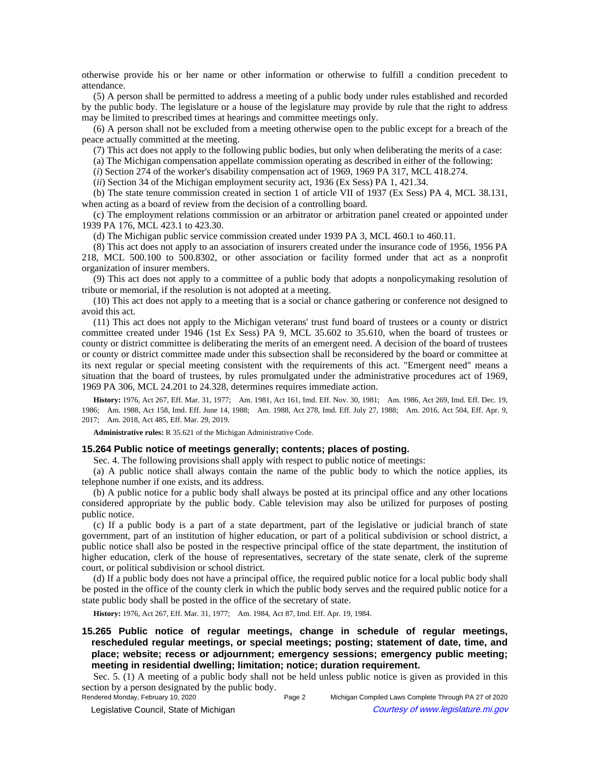otherwise provide his or her name or other information or otherwise to fulfill a condition precedent to attendance.

(5) A person shall be permitted to address a meeting of a public body under rules established and recorded by the public body. The legislature or a house of the legislature may provide by rule that the right to address may be limited to prescribed times at hearings and committee meetings only.

(6) A person shall not be excluded from a meeting otherwise open to the public except for a breach of the peace actually committed at the meeting.

(7) This act does not apply to the following public bodies, but only when deliberating the merits of a case:

(a) The Michigan compensation appellate commission operating as described in either of the following:

(*i*) Section 274 of the worker's disability compensation act of 1969, 1969 PA 317, MCL 418.274.

(*ii*) Section 34 of the Michigan employment security act, 1936 (Ex Sess) PA 1, 421.34.

(b) The state tenure commission created in section 1 of article VII of 1937 (Ex Sess) PA 4, MCL 38.131, when acting as a board of review from the decision of a controlling board.

(c) The employment relations commission or an arbitrator or arbitration panel created or appointed under 1939 PA 176, MCL 423.1 to 423.30.

(d) The Michigan public service commission created under 1939 PA 3, MCL 460.1 to 460.11.

(8) This act does not apply to an association of insurers created under the insurance code of 1956, 1956 PA 218, MCL 500.100 to 500.8302, or other association or facility formed under that act as a nonprofit organization of insurer members.

(9) This act does not apply to a committee of a public body that adopts a nonpolicymaking resolution of tribute or memorial, if the resolution is not adopted at a meeting.

(10) This act does not apply to a meeting that is a social or chance gathering or conference not designed to avoid this act.

(11) This act does not apply to the Michigan veterans' trust fund board of trustees or a county or district committee created under 1946 (1st Ex Sess) PA 9, MCL 35.602 to 35.610, when the board of trustees or county or district committee is deliberating the merits of an emergent need. A decision of the board of trustees or county or district committee made under this subsection shall be reconsidered by the board or committee at its next regular or special meeting consistent with the requirements of this act. "Emergent need" means a situation that the board of trustees, by rules promulgated under the administrative procedures act of 1969, 1969 PA 306, MCL 24.201 to 24.328, determines requires immediate action.

**History:** 1976, Act 267, Eff. Mar. 31, 1977;—Am. 1981, Act 161, Imd. Eff. Nov. 30, 1981;—Am. 1986, Act 269, Imd. Eff. Dec. 19, 1986;—Am. 1988, Act 158, Imd. Eff. June 14, 1988;—Am. 1988, Act 278, Imd. Eff. July 27, 1988;—Am. 2016, Act 504, Eff. Apr. 9, 2017;—Am. 2018, Act 485, Eff. Mar. 29, 2019.

**Administrative rules:** R 35.621 of the Michigan Administrative Code.

### 15.264 Public notice of meetings generally; contents; places of posting.

Sec. 4. The following provisions shall apply with respect to public notice of meetings:

(a) A public notice shall always contain the name of the public body to which the notice applies, its telephone number if one exists, and its address.

(b) A public notice for a public body shall always be posted at its principal office and any other locations considered appropriate by the public body. Cable television may also be utilized for purposes of posting public notice.

(c) If a public body is a part of a state department, part of the legislative or judicial branch of state government, part of an institution of higher education, or part of a political subdivision or school district, a public notice shall also be posted in the respective principal office of the state department, the institution of higher education, clerk of the house of representatives, secretary of the state senate, clerk of the supreme court, or political subdivision or school district.

(d) If a public body does not have a principal office, the required public notice for a local public body shall be posted in the office of the county clerk in which the public body serves and the required public notice for a state public body shall be posted in the office of the secretary of state.

**History:** 1976, Act 267, Eff. Mar. 31, 1977;—Am. 1984, Act 87, Imd. Eff. Apr. 19, 1984.

### 15.265 Public notice of regular meetings, change in schedule of regular meetings, rescheduled regular meetings, or special meetings; posting; statement of date, time, and place; website; recess or adjournment; emergency sessions; emergency public meeting; meeting in residential dwelling; limitation; notice; duration requirement.

Sec. 5. (1) A meeting of a public body shall not be held unless public notice is given as provided in this section by a person designated by the public body.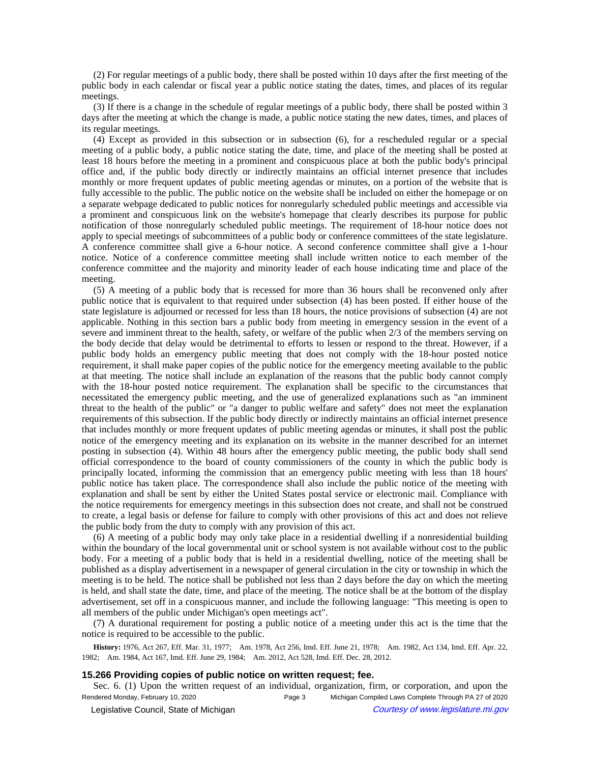(2) For regular meetings of a public body, there shall be posted within 10 days after the first meeting of the public body in each calendar or fiscal year a public notice stating the dates, times, and places of its regular meetings.

(3) If there is a change in the schedule of regular meetings of a public body, there shall be posted within 3 days after the meeting at which the change is made, a public notice stating the new dates, times, and places of its regular meetings.

(4) Except as provided in this subsection or in subsection (6), for a rescheduled regular or a special meeting of a public body, a public notice stating the date, time, and place of the meeting shall be posted at least 18 hours before the meeting in a prominent and conspicuous place at both the public body's principal office and, if the public body directly or indirectly maintains an official internet presence that includes monthly or more frequent updates of public meeting agendas or minutes, on a portion of the website that is fully accessible to the public. The public notice on the website shall be included on either the homepage or on a separate webpage dedicated to public notices for nonregularly scheduled public meetings and accessible via a prominent and conspicuous link on the website's homepage that clearly describes its purpose for public notification of those nonregularly scheduled public meetings. The requirement of 18-hour notice does not apply to special meetings of subcommittees of a public body or conference committees of the state legislature. A conference committee shall give a 6-hour notice. A second conference committee shall give a 1-hour notice. Notice of a conference committee meeting shall include written notice to each member of the conference committee and the majority and minority leader of each house indicating time and place of the meeting.

(5) A meeting of a public body that is recessed for more than 36 hours shall be reconvened only after public notice that is equivalent to that required under subsection (4) has been posted. If either house of the state legislature is adjourned or recessed for less than 18 hours, the notice provisions of subsection (4) are not applicable. Nothing in this section bars a public body from meeting in emergency session in the event of a severe and imminent threat to the health, safety, or welfare of the public when 2/3 of the members serving on the body decide that delay would be detrimental to efforts to lessen or respond to the threat. However, if a public body holds an emergency public meeting that does not comply with the 18-hour posted notice requirement, it shall make paper copies of the public notice for the emergency meeting available to the public at that meeting. The notice shall include an explanation of the reasons that the public body cannot comply with the 18-hour posted notice requirement. The explanation shall be specific to the circumstances that necessitated the emergency public meeting, and the use of generalized explanations such as "an imminent threat to the health of the public" or "a danger to public welfare and safety" does not meet the explanation requirements of this subsection. If the public body directly or indirectly maintains an official internet presence that includes monthly or more frequent updates of public meeting agendas or minutes, it shall post the public notice of the emergency meeting and its explanation on its website in the manner described for an internet posting in subsection (4). Within 48 hours after the emergency public meeting, the public body shall send official correspondence to the board of county commissioners of the county in which the public body is principally located, informing the commission that an emergency public meeting with less than 18 hours' public notice has taken place. The correspondence shall also include the public notice of the meeting with explanation and shall be sent by either the United States postal service or electronic mail. Compliance with the notice requirements for emergency meetings in this subsection does not create, and shall not be construed to create, a legal basis or defense for failure to comply with other provisions of this act and does not relieve the public body from the duty to comply with any provision of this act.

(6) A meeting of a public body may only take place in a residential dwelling if a nonresidential building within the boundary of the local governmental unit or school system is not available without cost to the public body. For a meeting of a public body that is held in a residential dwelling, notice of the meeting shall be published as a display advertisement in a newspaper of general circulation in the city or township in which the meeting is to be held. The notice shall be published not less than 2 days before the day on which the meeting is held, and shall state the date, time, and place of the meeting. The notice shall be at the bottom of the display advertisement, set off in a conspicuous manner, and include the following language: "This meeting is open to all members of the public under Michigan's open meetings act".

(7) A durational requirement for posting a public notice of a meeting under this act is the time that the notice is required to be accessible to the public.

**History:** 1976, Act 267, Eff. Mar. 31, 1977;—Am. 1978, Act 256, Imd. Eff. June 21, 1978;—Am. 1982, Act 134, Imd. Eff. Apr. 22, 1982;—Am. 1984, Act 167, Imd. Eff. June 29, 1984;—Am. 2012, Act 528, Imd. Eff. Dec. 28, 2012.

### 15.266 Providing copies of public notice on written request; fee.

Sec. 6. (1) Upon the written request of an individual, organization, firm, or corporation, and upon the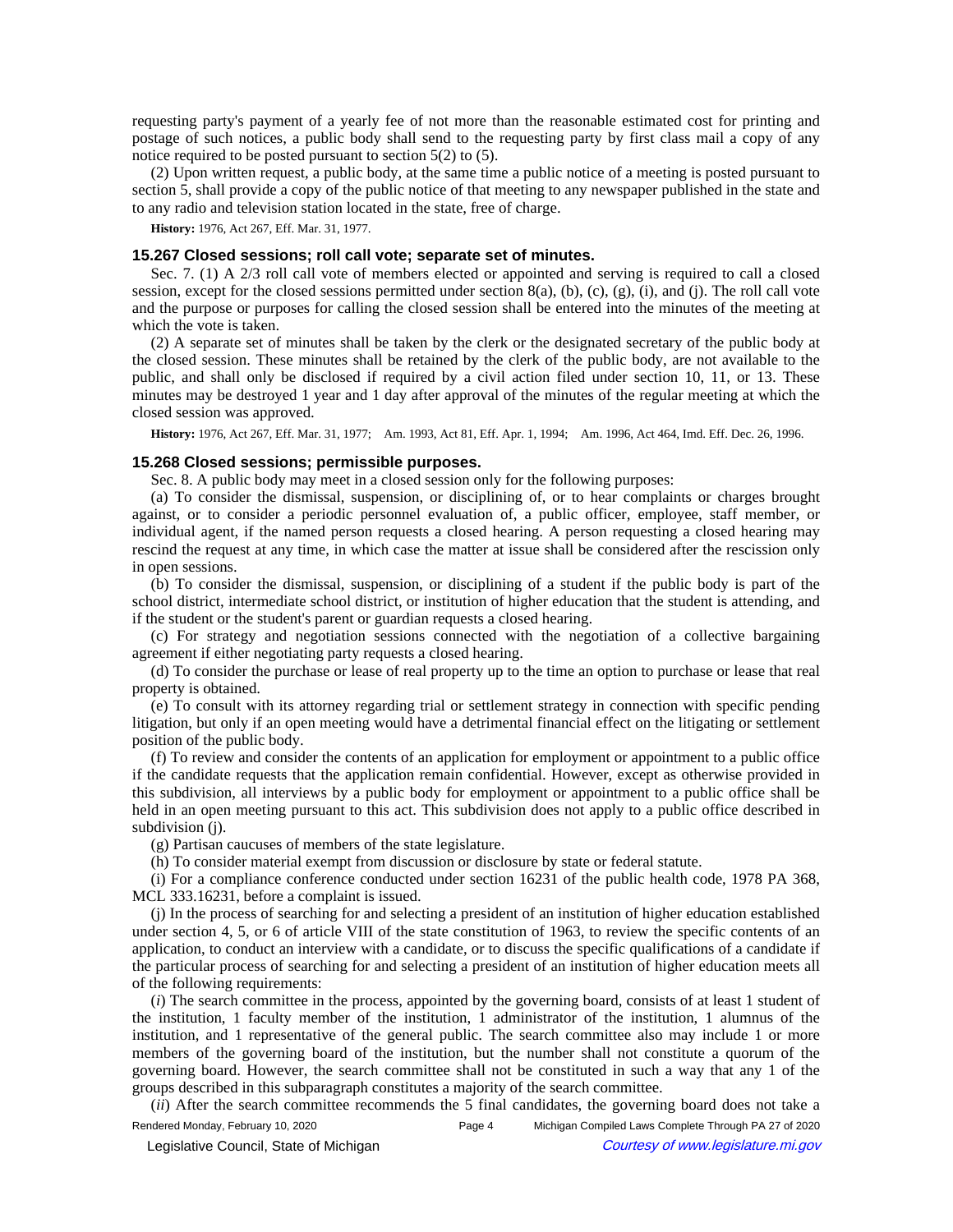requesting party's payment of a yearly fee of not more than the reasonable estimated cost for printing and postage of such notices, a public body shall send to the requesting party by first class mail a copy of any notice required to be posted pursuant to section 5(2) to (5).

(2) Upon written request, a public body, at the same time a public notice of a meeting is posted pursuant to section 5, shall provide a copy of the public notice of that meeting to any newspaper published in the state and to any radio and television station located in the state, free of charge.

**History:** 1976, Act 267, Eff. Mar. 31, 1977.

### 15.267 Closed sessions; roll call vote; separate set of minutes.

Sec. 7. (1) A 2/3 roll call vote of members elected or appointed and serving is required to call a closed session, except for the closed sessions permitted under section 8(a), (b), (c), (g), (i), and (j). The roll call vote and the purpose or purposes for calling the closed session shall be entered into the minutes of the meeting at which the vote is taken.

(2) A separate set of minutes shall be taken by the clerk or the designated secretary of the public body at the closed session. These minutes shall be retained by the clerk of the public body, are not available to the public, and shall only be disclosed if required by a civil action filed under section 10, 11, or 13. These minutes may be destroyed 1 year and 1 day after approval of the minutes of the regular meeting at which the closed session was approved.

**History:** 1976, Act 267, Eff. Mar. 31, 1977; Am. 1993, Act 81, Eff. Apr. 1, 1994; Am. 1996, Act 464, Imd. Eff. Dec. 26, 1996.

### 15.268 Closed sessions; permissible purposes.

Sec. 8. A public body may meet in a closed session only for the following purposes:

(a) To consider the dismissal, suspension, or disciplining of, or to hear complaints or charges brought against, or to consider a periodic personnel evaluation of, a public officer, employee, staff member, or individual agent, if the named person requests a closed hearing. A person requesting a closed hearing may rescind the request at any time, in which case the matter at issue shall be considered after the rescission only in open sessions.

(b) To consider the dismissal, suspension, or disciplining of a student if the public body is part of the school district, intermediate school district, or institution of higher education that the student is attending, and if the student or the student's parent or guardian requests a closed hearing.

(c) For strategy and negotiation sessions connected with the negotiation of a collective bargaining agreement if either negotiating party requests a closed hearing.

(d) To consider the purchase or lease of real property up to the time an option to purchase or lease that real property is obtained.

(e) To consult with its attorney regarding trial or settlement strategy in connection with specific pending litigation, but only if an open meeting would have a detrimental financial effect on the litigating or settlement position of the public body.

(f) To review and consider the contents of an application for employment or appointment to a public office if the candidate requests that the application remain confidential. However, except as otherwise provided in this subdivision, all interviews by a public body for employment or appointment to a public office shall be held in an open meeting pursuant to this act. This subdivision does not apply to a public office described in subdivision (j).

(g) Partisan caucuses of members of the state legislature.

(h) To consider material exempt from discussion or disclosure by state or federal statute.

(i) For a compliance conference conducted under section 16231 of the public health code, 1978 PA 368, MCL 333.16231, before a complaint is issued.

(j) In the process of searching for and selecting a president of an institution of higher education established under section 4, 5, or 6 of article VIII of the state constitution of 1963, to review the specific contents of an application, to conduct an interview with a candidate, or to discuss the specific qualifications of a candidate if the particular process of searching for and selecting a president of an institution of higher education meets all of the following requirements:

(*i*) The search committee in the process, appointed by the governing board, consists of at least 1 student of the institution, 1 faculty member of the institution, 1 administrator of the institution, 1 alumnus of the institution, and 1 representative of the general public. The search committee also may include 1 or more members of the governing board of the institution, but the number shall not constitute a quorum of the governing board. However, the search committee shall not be constituted in such a way that any 1 of the groups described in this subparagraph constitutes a majority of the search committee.

(*ii*) After the search committee recommends the 5 final candidates, the governing board does not take a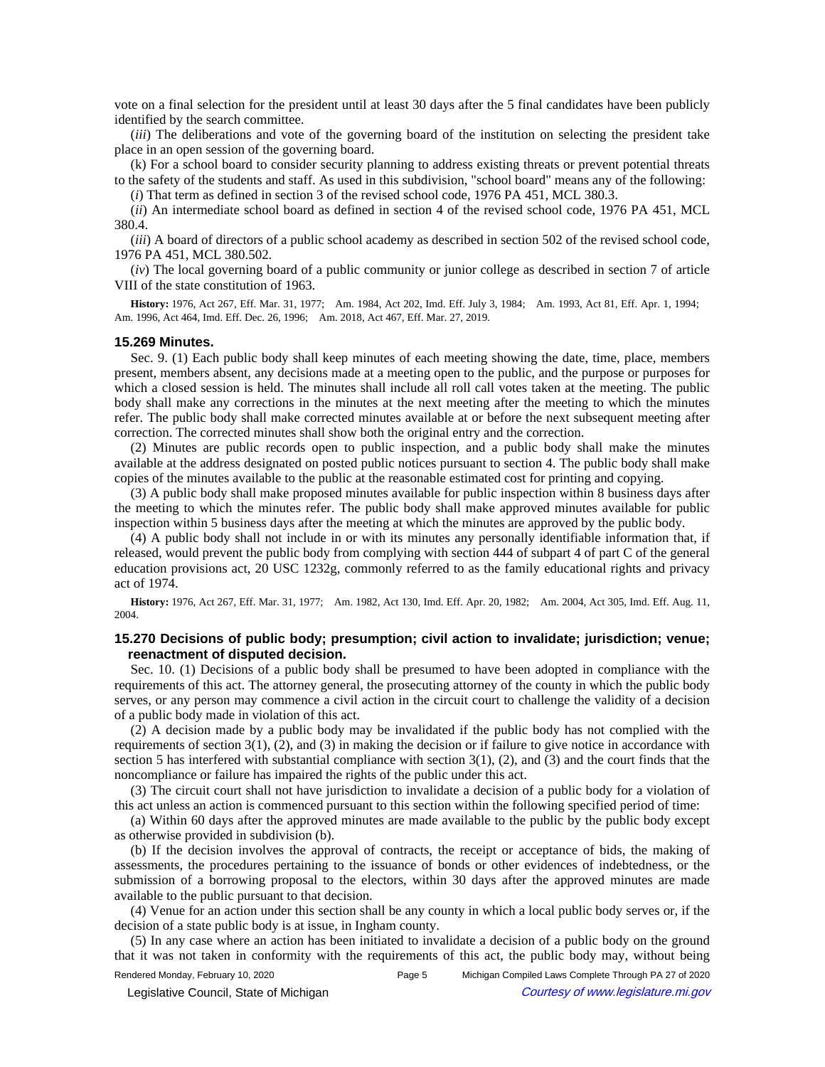vote on a final selection for the president until at least 30 days after the 5 final candidates have been publicly identified by the search committee.

(*iii*) The deliberations and vote of the governing board of the institution on selecting the president take place in an open session of the governing board.

(k) For a school board to consider security planning to address existing threats or prevent potential threats to the safety of the students and staff. As used in this subdivision, "school board" means any of the following:

(*i*) That term as defined in section 3 of the revised school code, 1976 PA 451, MCL 380.3.

(*ii*) An intermediate school board as defined in section 4 of the revised school code, 1976 PA 451, MCL 380.4.

(*iii*) A board of directors of a public school academy as described in section 502 of the revised school code, 1976 PA 451, MCL 380.502.

(*iv*) The local governing board of a public community or junior college as described in section 7 of article VIII of the state constitution of 1963.

**History:** 1976, Act 267, Eff. Mar. 31, 1977;—Am. 1984, Act 202, Imd. Eff. July 3, 1984;—Am. 1993, Act 81, Eff. Apr. 1, 1994;—Am. 1996, Act 464, Imd. Eff. Dec. 26, 1996;—Am. 2018, Act 467, Eff. Mar. 27, 2019.

### 15.269 Minutes.

Sec. 9. (1) Each public body shall keep minutes of each meeting showing the date, time, place, members present, members absent, any decisions made at a meeting open to the public, and the purpose or purposes for which a closed session is held. The minutes shall include all roll call votes taken at the meeting. The public body shall make any corrections in the minutes at the next meeting after the meeting to which the minutes refer. The public body shall make corrected minutes available at or before the next subsequent meeting after correction. The corrected minutes shall show both the original entry and the correction.

(2) Minutes are public records open to public inspection, and a public body shall make the minutes available at the address designated on posted public notices pursuant to section 4. The public body shall make copies of the minutes available to the public at the reasonable estimated cost for printing and copying.

(3) A public body shall make proposed minutes available for public inspection within 8 business days after the meeting to which the minutes refer. The public body shall make approved minutes available for public inspection within 5 business days after the meeting at which the minutes are approved by the public body.

(4) A public body shall not include in or with its minutes any personally identifiable information that, if released, would prevent the public body from complying with section 444 of subpart 4 of part C of the general education provisions act, 20 USC 1232g, commonly referred to as the family educational rights and privacy act of 1974.

**History:** 1976, Act 267, Eff. Mar. 31, 1977;—Am. 1982, Act 130, Imd. Eff. Apr. 20, 1982;—Am. 2004, Act 305, Imd. Eff. Aug. 11, 2004.

### 15.270 Decisions of public body; presumption; civil action to invalidate; jurisdiction; venue; reenactment of disputed decision.

Sec. 10. (1) Decisions of a public body shall be presumed to have been adopted in compliance with the requirements of this act. The attorney general, the prosecuting attorney of the county in which the public body serves, or any person may commence a civil action in the circuit court to challenge the validity of a decision of a public body made in violation of this act.

(2) A decision made by a public body may be invalidated if the public body has not complied with the requirements of section 3(1), (2), and (3) in making the decision or if failure to give notice in accordance with section 5 has interfered with substantial compliance with section 3(1), (2), and (3) and the court finds that the noncompliance or failure has impaired the rights of the public under this act.

(3) The circuit court shall not have jurisdiction to invalidate a decision of a public body for a violation of this act unless an action is commenced pursuant to this section within the following specified period of time:

(a) Within 60 days after the approved minutes are made available to the public by the public body except as otherwise provided in subdivision (b).

(b) If the decision involves the approval of contracts, the receipt or acceptance of bids, the making of assessments, the procedures pertaining to the issuance of bonds or other evidences of indebtedness, or the submission of a borrowing proposal to the electors, within 30 days after the approved minutes are made available to the public pursuant to that decision.

(4) Venue for an action under this section shall be any county in which a local public body serves or, if the decision of a state public body is at issue, in Ingham county.

(5) In any case where an action has been initiated to invalidate a decision of a public body on the ground that it was not taken in conformity with the requirements of this act, the public body may, without being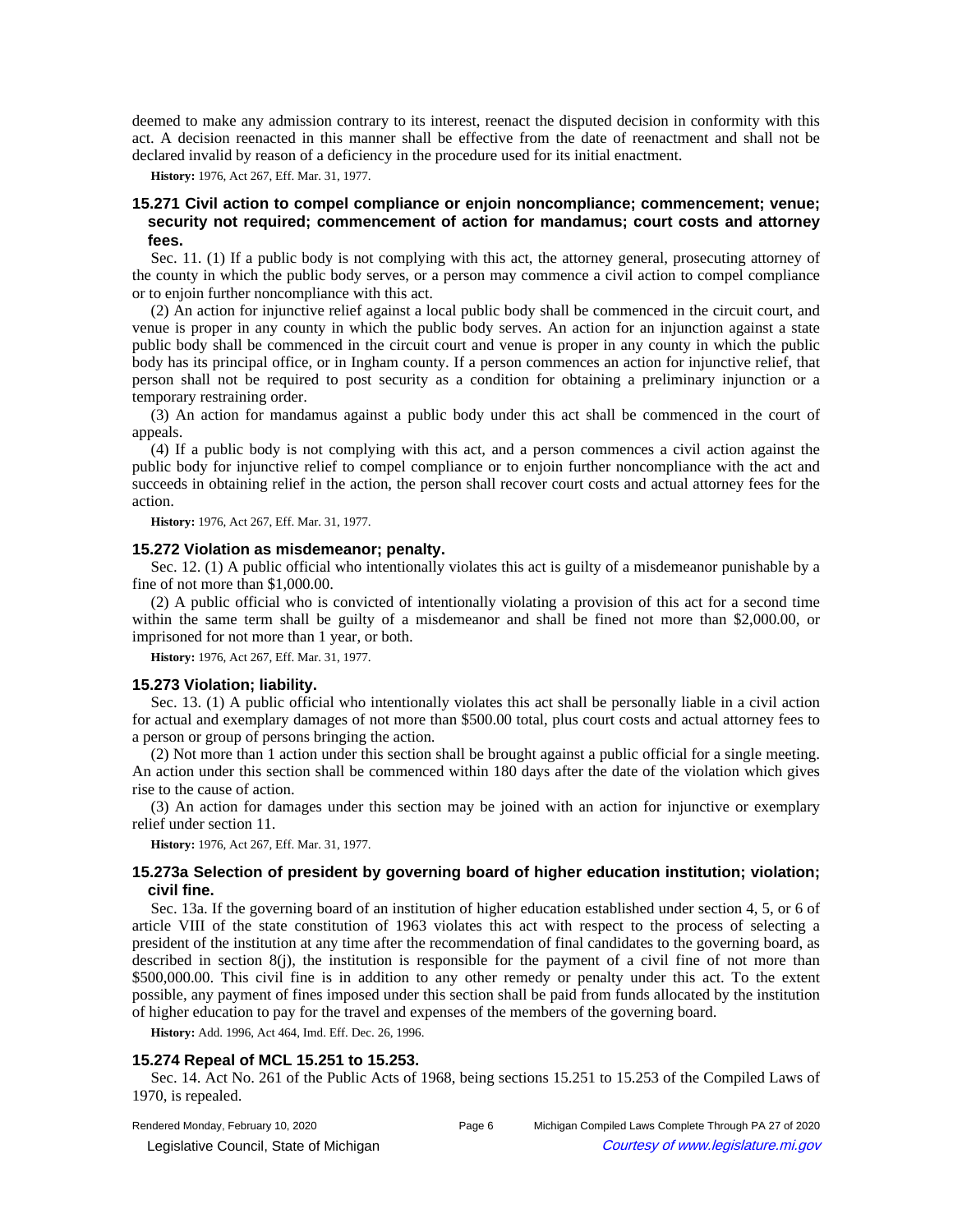deemed to make any admission contrary to its interest, reenact the disputed decision in conformity with this act. A decision reenacted in this manner shall be effective from the date of reenactment and shall not be declared invalid by reason of a deficiency in the procedure used for its initial enactment.

**History:** 1976, Act 267, Eff. Mar. 31, 1977.

### 15.271 Civil action to compel compliance or enjoin noncompliance; commencement; venue; security not required; commencement of action for mandamus; court costs and attorney fees.

Sec. 11. (1) If a public body is not complying with this act, the attorney general, prosecuting attorney of the county in which the public body serves, or a person may commence a civil action to compel compliance or to enjoin further noncompliance with this act.

(2) An action for injunctive relief against a local public body shall be commenced in the circuit court, and venue is proper in any county in which the public body serves. An action for an injunction against a state public body shall be commenced in the circuit court and venue is proper in any county in which the public body has its principal office, or in Ingham county. If a person commences an action for injunctive relief, that person shall not be required to post security as a condition for obtaining a preliminary injunction or a temporary restraining order.

(3) An action for mandamus against a public body under this act shall be commenced in the court of appeals.

(4) If a public body is not complying with this act, and a person commences a civil action against the public body for injunctive relief to compel compliance or to enjoin further noncompliance with the act and succeeds in obtaining relief in the action, the person shall recover court costs and actual attorney fees for the action.

**History:** 1976, Act 267, Eff. Mar. 31, 1977.

### 15.272 Violation as misdemeanor; penalty.

Sec. 12. (1) A public official who intentionally violates this act is guilty of a misdemeanor punishable by a fine of not more than $1,000.00.

(2) A public official who is convicted of intentionally violating a provision of this act for a second time within the same term shall be guilty of a misdemeanor and shall be fined not more than $2,000.00, or imprisoned for not more than 1 year, or both.

**History:** 1976, Act 267, Eff. Mar. 31, 1977.

### 15.273 Violation; liability.

Sec. 13. (1) A public official who intentionally violates this act shall be personally liable in a civil action for actual and exemplary damages of not more than $500.00 total, plus court costs and actual attorney fees to a person or group of persons bringing the action.

(2) Not more than 1 action under this section shall be brought against a public official for a single meeting. An action under this section shall be commenced within 180 days after the date of the violation which gives rise to the cause of action.

(3) An action for damages under this section may be joined with an action for injunctive or exemplary relief under section 11.

**History:** 1976, Act 267, Eff. Mar. 31, 1977.

### 15.273a Selection of president by governing board of higher education institution; violation; civil fine.

Sec. 13a. If the governing board of an institution of higher education established under section 4, 5, or 6 of article VIII of the state constitution of 1963 violates this act with respect to the process of selecting a president of the institution at any time after the recommendation of final candidates to the governing board, as described in section 8(j), the institution is responsible for the payment of a civil fine of not more than $500,000.00. This civil fine is in addition to any other remedy or penalty under this act. To the extent possible, any payment of fines imposed under this section shall be paid from funds allocated by the institution of higher education to pay for the travel and expenses of the members of the governing board.

**History:** Add. 1996, Act 464, Imd. Eff. Dec. 26, 1996.

### 15.274 Repeal of MCL 15.251 to 15.253.

Sec. 14. Act No. 261 of the Public Acts of 1968, being sections 15.251 to 15.253 of the Compiled Laws of 1970, is repealed.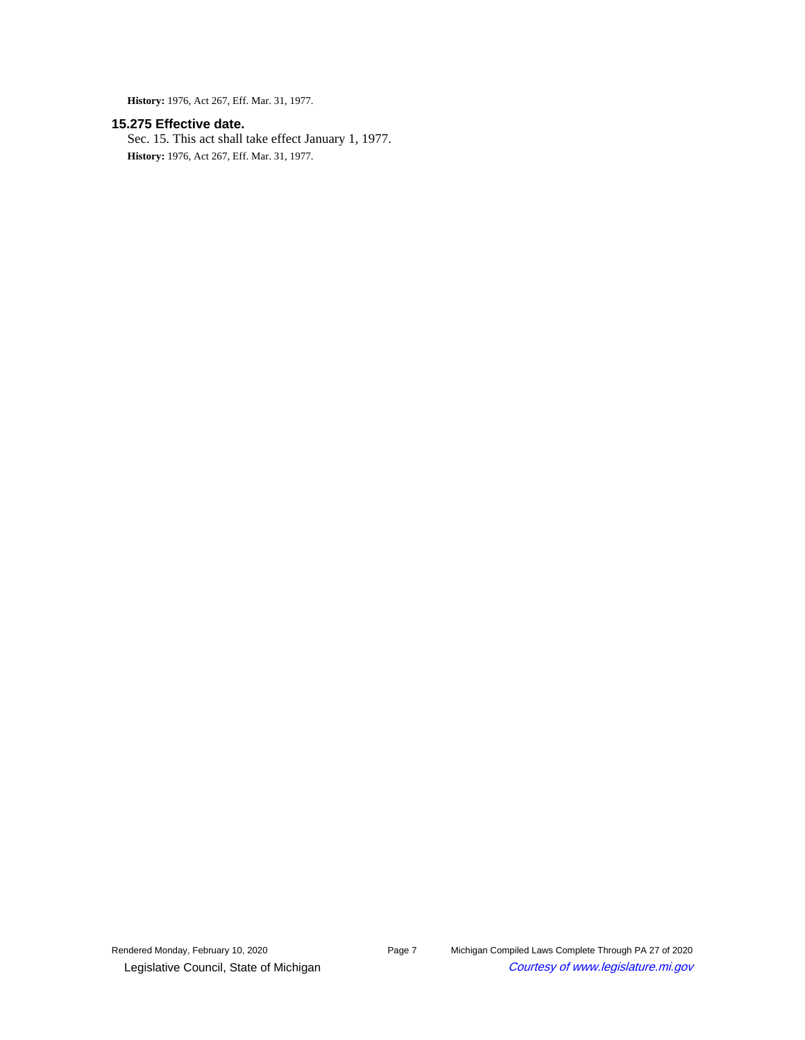**History:** 1976, Act 267, Eff. Mar. 31, 1977.

### 15.275 Effective date.

Sec. 15. This act shall take effect January 1, 1977.

**History:** 1976, Act 267, Eff. Mar. 31, 1977.